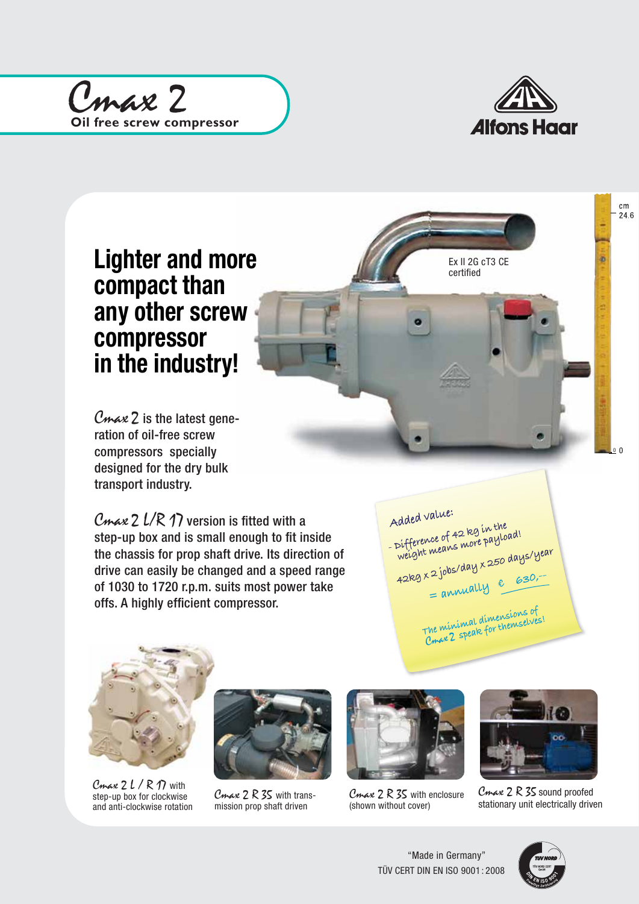# Cmax 2

**Oil free screw compressor**

Alfons Haar

## Lighter and more compact than any other screw compressor in the industry!

Ex II 2G cT3 CE certified

cm 24.6

0

*Cmax 2* is the latest generation of oil-free screw compressors specially designed for the dry bulk transport industry.

*Cmax 2 L/R 17* version is fitted with a step-up box and is small enough to fit inside the chassis for prop shaft drive. Its direction of drive can easily be changed and a speed range of 1030 to 1720 r.p.m. suits most power take offs. A highly efficient compressor.

Added value:

- Difference of 42 kg in the weight means more payload!

42kg x 2 jobs/day x 250 days/year

= annually € 630,--

The minimal dimensions of Cmax 2 speak for themselves!

*Cmax 2 L / R 17* with step-up box for clockwise and anti-clockwise rotation

*Cmax 2 R 35* with transmission prop shaft driven

*Cmax 2 R 35* with enclosure (shown without cover)

*Cmax 2 R 35* sound proofed stationary unit electrically driven

"Made in Germany"
TÜV CERT DIN EN ISO 9001 : 2008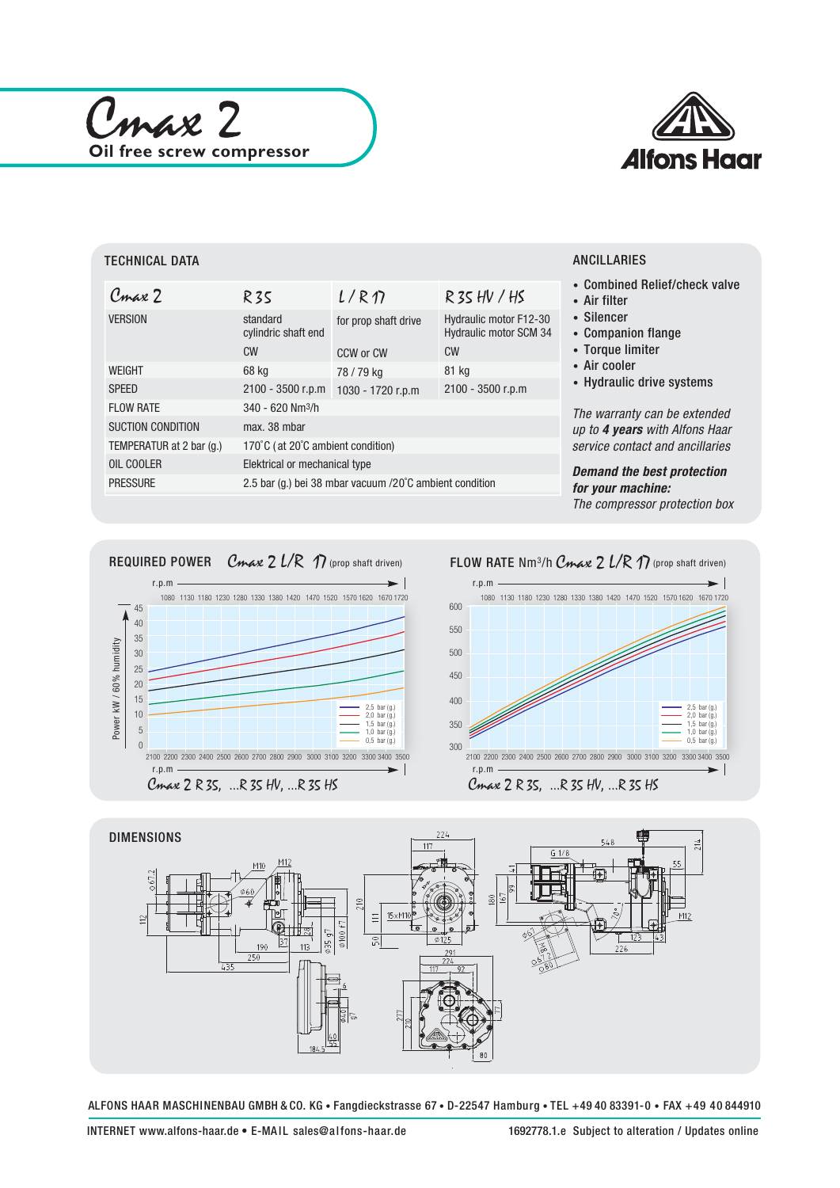# Cmax 2

**Oil free screw compressor**

Alfons Haar

## TECHNICAL DATA

| Cmax 2 | R 35 | L / R 17 | R 35 HV / HS |
|---|---|---|---|
| VERSION | standard cylindric shaft end | for prop shaft drive | Hydraulic motor F12-30 Hydraulic motor SCM 34 |
| | CW | CCW or CW | CW |
| WEIGHT | 68 kg | 78 / 79 kg | 81 kg |
| SPEED | 2100 - 3500 r.p.m | 1030 - 1720 r.p.m | 2100 - 3500 r.p.m |
| FLOW RATE | 340 - 620 Nm³/h | | |
| SUCTION CONDITION | max. 38 mbar | | |
| TEMPERATUR at 2 bar (g.) | 170˚C ( at 20˚C ambient condition) | | |
| OIL COOLER | Elektrical or mechanical type | | |
| PRESSURE | 2.5 bar (g.) bei 38 mbar vacuum /20˚C ambient condition | | |

## ANCILLARIES

- Combined Relief/check valve
- Air filter
- Silencer
- Companion flange
- Torque limiter
- Air cooler
- Hydraulic drive systems

*The warranty can be extended up to **4 years** with Alfons Haar service contact and ancillaries*

***Demand the best protection for your machine:***
*The compressor protection box*

## REQUIRED POWER Cmax 2 L/R 17 (prop shaft driven)

r.p.m
1080 1130 1180 1230 1280 1330 1380 1420 1470 1520 1570 1620 1670 1720

Power kW / 60% humidity
45 40 35 30 25 20 15 10 5 0

2,5 bar (g.)
2,0 bar (g.)
1,5 bar (g.)
1,0 bar (g.)
0,5 bar (g.)

2100 2200 2300 2400 2500 2600 2700 2800 2900 3000 3100 3200 3300 3400 3500
r.p.m
Cmax 2 R 35, ...R 35 HV, ...R 35 HS

## FLOW RATE Nm³/h Cmax 2 L/R 17 (prop shaft driven)

r.p.m
1080 1130 1180 1230 1280 1330 1380 1420 1470 1520 1570 1620 1670 1720

600 550 500 450 400 350 300

2,5 bar (g.)
2,0 bar (g.)
1,5 bar (g.)
1,0 bar (g.)
0,5 bar (g.)

2100 2200 2300 2400 2500 2600 2700 2800 2900 3000 3100 3200 3300 3400 3500
r.p.m
Cmax 2 R 35, ...R 35 HV, ...R 35 HS

## DIMENSIONS

ALFONS HAAR MASCHINENBAU GMBH & CO. KG • Fangdieckstrasse 67 • D-22547 Hamburg • TEL +49 40 83391-0 • FAX +49 40 844910

INTERNET www.alfons-haar.de • E-MAIL sales@alfons-haar.de

1692778.1.e Subject to alteration / Updates online